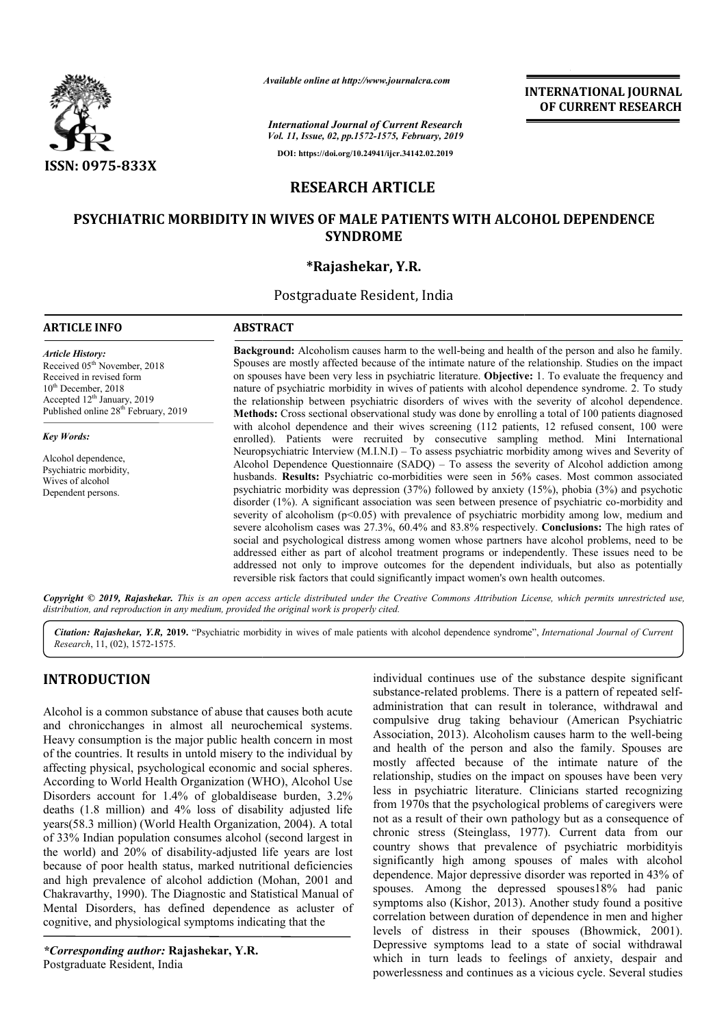Available online at http://www.journalcra.com

International Journal of Current Research

DOI: https://doi.org/10.24941/ijcr.34142.02.2019

ISSN: 0975-833X

INTERNATIONAL JOURNAL OF CURRENT RESEARCH

## RESEARCH ARTICLE

# PSYCHIATRIC MORBIDITY IN WIVES OF MALE PATIENTS WITH ALCOHOL DEPENDENCE SYNDROME

**\*Rajashekar, Y.R.**

Postgraduate Resident, India

**ARTICLE INFO**

*Article History:*

Received 05[th] November, 2018
Received in revised form
10[th] December, 2018
Accepted 12[th] January, 2019
Published online 28[th] February, 2019

*Key Words:*

Alcohol dependence,
Psychiatric morbidity,
Wives of alcohol
Dependent persons.

**ABSTRACT**

**Background:** Alcoholism causes harm to the well-being and health of the person and also he family. Spouses are mostly affected because of the intimate nature of the relationship. Studies on the impact on spouses have been very less in psychiatric literature. **Objective:** 1. To evaluate the frequency and nature of psychiatric morbidity in wives of patients with alcohol dependence syndrome. 2. To study the relationship between psychiatric disorders of wives with the severity of alcohol dependence. **Methods:** Cross sectional observational study was done by enrolling a total of 100 patients diagnosed with alcohol dependence and their wives screening (112 patients, 12 refused consent, 100 were enrolled). Patients were recruited by consecutive sampling method. Mini International Neuropsychiatric Interview (M.I.N.I) – To assess psychiatric morbidity among wives and Severity of Alcohol Dependence Questionnaire (SADQ) – To assess the severity of Alcohol addiction among husbands. **Results:** Psychiatric co-morbidities were seen in 56% cases. Most common associated psychiatric morbidity was depression (37%) followed by anxiety (15%), phobia (3%) and psychotic disorder (1%). A significant association was seen between presence of psychiatric co-morbidity and severity of alcoholism ($p<0.05$) with prevalence of psychiatric morbidity among low, medium and severe alcoholism cases was 27.3%, 60.4% and 83.8% respectively. **Conclusions:** The high rates of social and psychological distress among women whose partners have alcohol problems, need to be addressed either as part of alcohol treatment programs or independently. These issues need to be addressed not only to improve outcomes for the dependent individuals, but also as potentially reversible risk factors that could significantly impact women's own health outcomes.

*Copyright © 2019, Rajashekar. This is an open access article distributed under the Creative Commons Attribution License, which permits unrestricted use, distribution, and reproduction in any medium, provided the original work is properly cited.*

*Citation: Rajashekar, Y.R,* **2019.** "Psychiatric morbidity in wives of male patients with alcohol dependence syndrome", *International Journal of Current Research*, 11, (02), 1572-1575.

## INTRODUCTION

Alcohol is a common substance of abuse that causes both acute and chronicchanges in almost all neurochemical systems. Heavy consumption is the major public health concern in most of the countries. It results in untold misery to the individual by affecting physical, psychological economic and social spheres. According to World Health Organization (WHO), Alcohol Use Disorders account for 1.4% of globaldisease burden, 3.2% deaths (1.8 million) and 4% loss of disability adjusted life years(58.3 million) (World Health Organization, 2004). A total of 33% Indian population consumes alcohol (second largest in the world) and 20% of disability-adjusted life years are lost because of poor health status, marked nutritional deficiencies and high prevalence of alcohol addiction (Mohan, 2001 and Chakravarthy, 1990). The Diagnostic and Statistical Manual of Mental Disorders, has defined dependence as acluster of cognitive, and physiological symptoms indicating that the individual continues use of the substance despite significant substance-related problems. There is a pattern of repeated self-administration that can result in tolerance, withdrawal and compulsive drug taking behaviour (American Psychiatric Association, 2013). Alcoholism causes harm to the well-being and health of the person and also the family. Spouses are mostly affected because of the intimate nature of the relationship, studies on the impact on spouses have been very less in psychiatric literature. Clinicians started recognizing from 1970s that the psychological problems of caregivers were not as a result of their own pathology but as a consequence of chronic stress (Steinglass, 1977). Current data from our country shows that prevalence of psychiatric morbidityis significantly high among spouses of males with alcohol dependence. Major depressive disorder was reported in 43% of spouses. Among the depressed spouses18% had panic symptoms also (Kishor, 2013). Another study found a positive correlation between duration of dependence in men and higher levels of distress in their spouses (Bhowmick, 2001). Depressive symptoms lead to a state of social withdrawal which in turn leads to feelings of anxiety, despair and powerlessness and continues as a vicious cycle. Several studies

*\*Corresponding author:* **Rajashekar, Y.R.**
Postgraduate Resident, India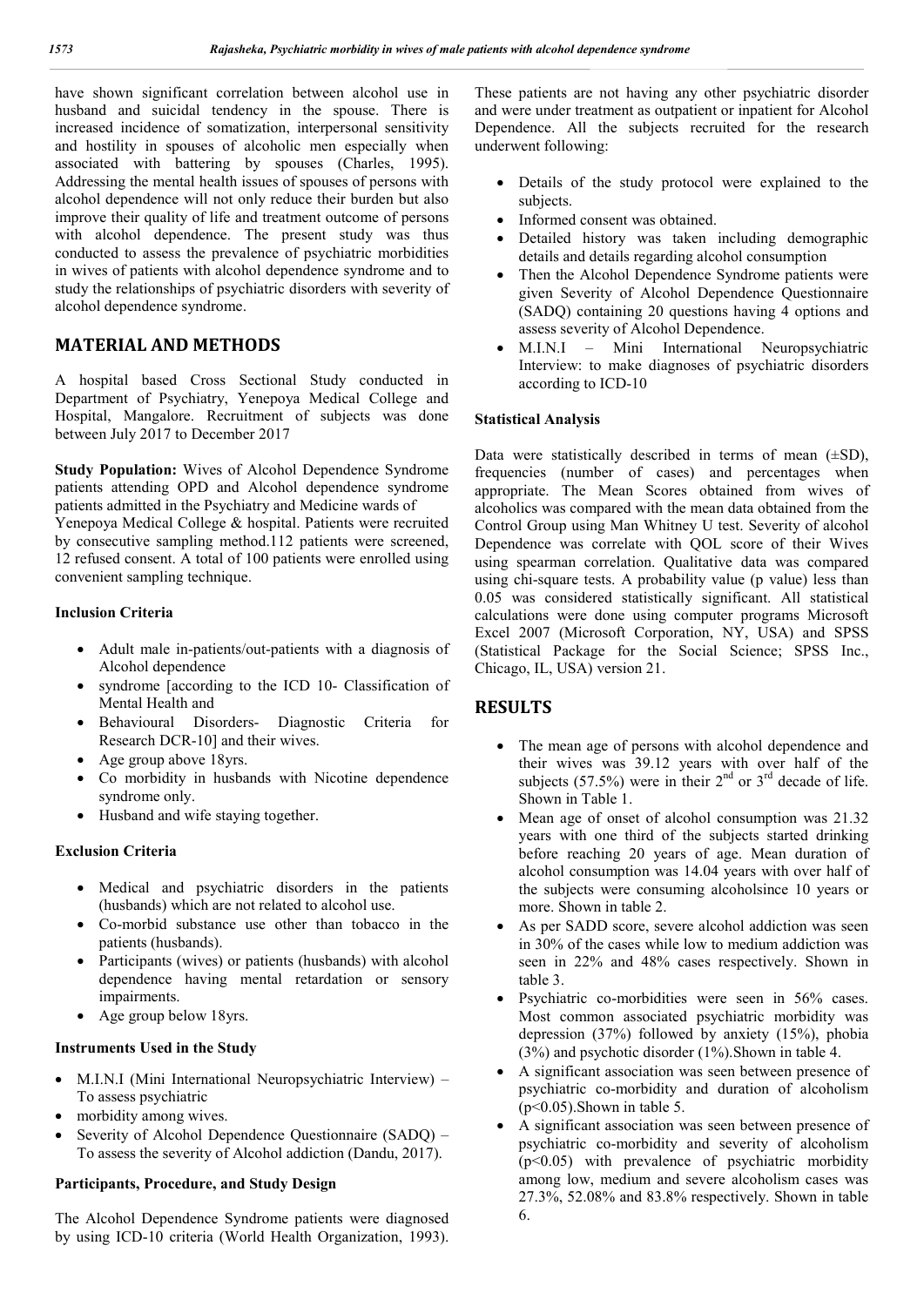have shown significant correlation between alcohol use in husband and suicidal tendency in the spouse. There is increased incidence of somatization, interpersonal sensitivity and hostility in spouses of alcoholic men especially when associated with battering by spouses (Charles, 1995). Addressing the mental health issues of spouses of persons with alcohol dependence will not only reduce their burden but also improve their quality of life and treatment outcome of persons with alcohol dependence. The present study was thus conducted to assess the prevalence of psychiatric morbidities in wives of patients with alcohol dependence syndrome and to study the relationships of psychiatric disorders with severity of alcohol dependence syndrome.

## MATERIAL AND METHODS

A hospital based Cross Sectional Study conducted in Department of Psychiatry, Yenepoya Medical College and Hospital, Mangalore. Recruitment of subjects was done between July 2017 to December 2017

**Study Population:** Wives of Alcohol Dependence Syndrome patients attending OPD and Alcohol dependence syndrome patients admitted in the Psychiatry and Medicine wards of Yenepoya Medical College & hospital. Patients were recruited by consecutive sampling method.112 patients were screened, 12 refused consent. A total of 100 patients were enrolled using convenient sampling technique.

### Inclusion Criteria

- Adult male in-patients/out-patients with a diagnosis of Alcohol dependence
- syndrome [according to the ICD 10- Classification of Mental Health and
- Behavioural Disorders- Diagnostic Criteria for Research DCR-10] and their wives.
- Age group above 18yrs.
- Co morbidity in husbands with Nicotine dependence syndrome only.
- Husband and wife staying together.

### Exclusion Criteria

- Medical and psychiatric disorders in the patients (husbands) which are not related to alcohol use.
- Co-morbid substance use other than tobacco in the patients (husbands).
- Participants (wives) or patients (husbands) with alcohol dependence having mental retardation or sensory impairments.
- Age group below 18yrs.

### Instruments Used in the Study

- M.I.N.I (Mini International Neuropsychiatric Interview) – To assess psychiatric
- morbidity among wives.
- Severity of Alcohol Dependence Questionnaire (SADQ) – To assess the severity of Alcohol addiction (Dandu, 2017).

### Participants, Procedure, and Study Design

The Alcohol Dependence Syndrome patients were diagnosed by using ICD-10 criteria (World Health Organization, 1993). These patients are not having any other psychiatric disorder and were under treatment as outpatient or inpatient for Alcohol Dependence. All the subjects recruited for the research underwent following:

- Details of the study protocol were explained to the subjects.
- Informed consent was obtained.
- Detailed history was taken including demographic details and details regarding alcohol consumption
- Then the Alcohol Dependence Syndrome patients were given Severity of Alcohol Dependence Questionnaire (SADQ) containing 20 questions having 4 options and assess severity of Alcohol Dependence.
- M.I.N.I – Mini International Neuropsychiatric Interview: to make diagnoses of psychiatric disorders according to ICD-10

### Statistical Analysis

Data were statistically described in terms of mean (±SD), frequencies (number of cases) and percentages when appropriate. The Mean Scores obtained from wives of alcoholics was compared with the mean data obtained from the Control Group using Man Whitney U test. Severity of alcohol Dependence was correlate with QOL score of their Wives using spearman correlation. Qualitative data was compared using chi-square tests. A probability value (p value) less than 0.05 was considered statistically significant. All statistical calculations were done using computer programs Microsoft Excel 2007 (Microsoft Corporation, NY, USA) and SPSS (Statistical Package for the Social Science; SPSS Inc., Chicago, IL, USA) version 21.

## RESULTS

- The mean age of persons with alcohol dependence and their wives was 39.12 years with over half of the subjects (57.5%) were in their 2nd or 3rd decade of life. Shown in Table 1.
- Mean age of onset of alcohol consumption was 21.32 years with one third of the subjects started drinking before reaching 20 years of age. Mean duration of alcohol consumption was 14.04 years with over half of the subjects were consuming alcoholsince 10 years or more. Shown in table 2.
- As per SADD score, severe alcohol addiction was seen in 30% of the cases while low to medium addiction was seen in 22% and 48% cases respectively. Shown in table 3.
- Psychiatric co-morbidities were seen in 56% cases. Most common associated psychiatric morbidity was depression (37%) followed by anxiety (15%), phobia (3%) and psychotic disorder (1%).Shown in table 4.
- A significant association was seen between presence of psychiatric co-morbidity and duration of alcoholism ($p<0.05$).Shown in table 5.
- A significant association was seen between presence of psychiatric co-morbidity and severity of alcoholism ($p<0.05$) with prevalence of psychiatric morbidity among low, medium and severe alcoholism cases was 27.3%, 52.08% and 83.8% respectively. Shown in table 6.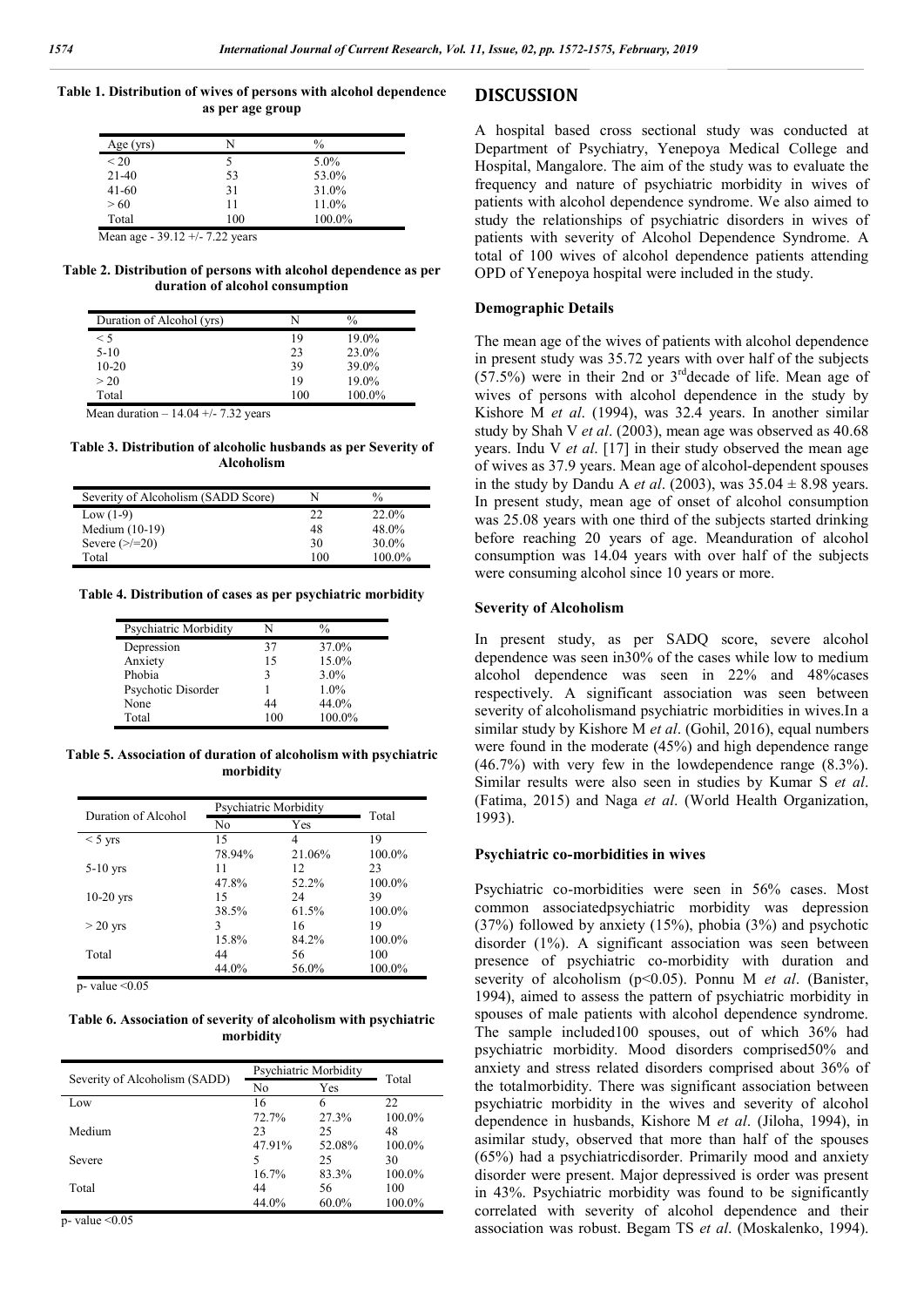**Table 1. Distribution of wives of persons with alcohol dependence as per age group**

| Age (yrs) | N | % |
|---|---|---|
| < 20 | 5 | 5.0% |
| 21-40 | 53 | 53.0% |
| 41-60 | 31 | 31.0% |
| > 60 | 11 | 11.0% |
| Total | 100 | 100.0% |

Mean age - 39.12 +/- 7.22 years

**Table 2. Distribution of persons with alcohol dependence as per duration of alcohol consumption**

| Duration of Alcohol (yrs) | N | % |
|---|---|---|
| < 5 | 19 | 19.0% |
| 5-10 | 23 | 23.0% |
| 10-20 | 39 | 39.0% |
| > 20 | 19 | 19.0% |
| Total | 100 | 100.0% |

Mean duration – 14.04 +/- 7.32 years

**Table 3. Distribution of alcoholic husbands as per Severity of Alcoholism**

| Severity of Alcoholism (SADD Score) | N | % |
|---|---|---|
| Low (1-9) | 22 | 22.0% |
| Medium (10-19) | 48 | 48.0% |
| Severe (>/=20) | 30 | 30.0% |
| Total | 100 | 100.0% |

**Table 4. Distribution of cases as per psychiatric morbidity**

| Psychiatric Morbidity | N | % |
|---|---|---|
| Depression | 37 | 37.0% |
| Anxiety | 15 | 15.0% |
| Phobia | 3 | 3.0% |
| Psychotic Disorder | 1 | 1.0% |
| None | 44 | 44.0% |
| Total | 100 | 100.0% |

**Table 5. Association of duration of alcoholism with psychiatric morbidity**

| Duration of Alcohol | Psychiatric Morbidity | | Total |
|---|---|---|---|
| | No | Yes | |
| < 5 yrs | 15 | 4 | 19 |
| | 78.94% | 21.06% | 100.0% |
| 5-10 yrs | 11 | 12 | 23 |
| | 47.8% | 52.2% | 100.0% |
| 10-20 yrs | 15 | 24 | 39 |
| | 38.5% | 61.5% | 100.0% |
| > 20 yrs | 3 | 16 | 19 |
| | 15.8% | 84.2% | 100.0% |
| Total | 44 | 56 | 100 |
| | 44.0% | 56.0% | 100.0% |

p- value <0.05

**Table 6. Association of severity of alcoholism with psychiatric morbidity**

| Severity of Alcoholism (SADD) | Psychiatric Morbidity | | Total |
|---|---|---|---|
| | No | Yes | |
| Low | 16 | 6 | 22 |
| | 72.7% | 27.3% | 100.0% |
| Medium | 23 | 25 | 48 |
| | 47.91% | 52.08% | 100.0% |
| Severe | 5 | 25 | 30 |
| | 16.7% | 83.3% | 100.0% |
| Total | 44 | 56 | 100 |
| | 44.0% | 60.0% | 100.0% |

p- value <0.05

## DISCUSSION

A hospital based cross sectional study was conducted at Department of Psychiatry, Yenepoya Medical College and Hospital, Mangalore. The aim of the study was to evaluate the frequency and nature of psychiatric morbidity in wives of patients with alcohol dependence syndrome. We also aimed to study the relationships of psychiatric disorders in wives of patients with severity of Alcohol Dependence Syndrome. A total of 100 wives of alcohol dependence patients attending OPD of Yenepoya hospital were included in the study.

### Demographic Details

The mean age of the wives of patients with alcohol dependence in present study was 35.72 years with over half of the subjects (57.5%) were in their 2nd or 3rddecade of life. Mean age of wives of persons with alcohol dependence in the study by Kishore M *et al*. (1994), was 32.4 years. In another similar study by Shah V *et al*. (2003), mean age was observed as 40.68 years. Indu V *et al*. [17] in their study observed the mean age of wives as 37.9 years. Mean age of alcohol-dependent spouses in the study by Dandu A *et al*. (2003), was 35.04 ± 8.98 years. In present study, mean age of onset of alcohol consumption was 25.08 years with one third of the subjects started drinking before reaching 20 years of age. Meanduration of alcohol consumption was 14.04 years with over half of the subjects were consuming alcohol since 10 years or more.

### Severity of Alcoholism

In present study, as per SADQ score, severe alcohol dependence was seen in30% of the cases while low to medium alcohol dependence was seen in 22% and 48%cases respectively. A significant association was seen between severity of alcoholismand psychiatric morbidities in wives.In a similar study by Kishore M *et al*. (Gohil, 2016), equal numbers were found in the moderate (45%) and high dependence range (46.7%) with very few in the lowdependence range (8.3%). Similar results were also seen in studies by Kumar S *et al*. (Fatima, 2015) and Naga *et al*. (World Health Organization, 1993).

### Psychiatric co-morbidities in wives

Psychiatric co-morbidities were seen in 56% cases. Most common associatedpsychiatric morbidity was depression (37%) followed by anxiety (15%), phobia (3%) and psychotic disorder (1%). A significant association was seen between presence of psychiatric co-morbidity with duration and severity of alcoholism ($p<0.05$). Ponnu M *et al*. (Banister, 1994), aimed to assess the pattern of psychiatric morbidity in spouses of male patients with alcohol dependence syndrome. The sample included100 spouses, out of which 36% had psychiatric morbidity. Mood disorders comprised50% and anxiety and stress related disorders comprised about 36% of the totalmorbidity. There was significant association between psychiatric morbidity in the wives and severity of alcohol dependence in husbands, Kishore M *et al*. (Jiloha, 1994), in asimilar study, observed that more than half of the spouses (65%) had a psychiatricdisorder. Primarily mood and anxiety disorder were present. Major depressived is order was present in 43%. Psychiatric morbidity was found to be significantly correlated with severity of alcohol dependence and their association was robust. Begam TS *et al*. (Moskalenko, 1994).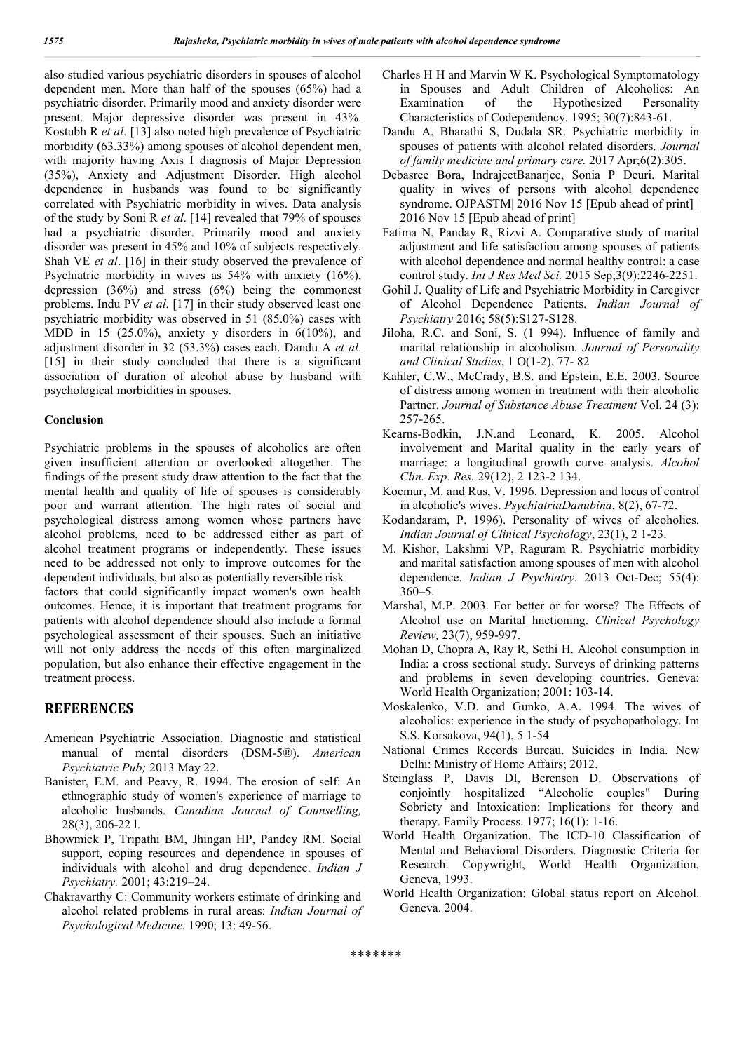also studied various psychiatric disorders in spouses of alcohol dependent men. More than half of the spouses (65%) had a psychiatric disorder. Primarily mood and anxiety disorder were present. Major depressive disorder was present in 43%. Kostubh R *et al*. [13] also noted high prevalence of Psychiatric morbidity (63.33%) among spouses of alcohol dependent men, with majority having Axis I diagnosis of Major Depression (35%), Anxiety and Adjustment Disorder. High alcohol dependence in husbands was found to be significantly correlated with Psychiatric morbidity in wives. Data analysis of the study by Soni R *et al*. [14] revealed that 79% of spouses had a psychiatric disorder. Primarily mood and anxiety disorder was present in 45% and 10% of subjects respectively. Shah VE *et al*. [16] in their study observed the prevalence of Psychiatric morbidity in wives as 54% with anxiety (16%), depression (36%) and stress (6%) being the commonest problems. Indu PV *et al*. [17] in their study observed least one psychiatric morbidity was observed in 51 (85.0%) cases with MDD in 15 (25.0%), anxiety y disorders in 6(10%), and adjustment disorder in 32 (53.3%) cases each. Dandu A *et al*. [15] in their study concluded that there is a significant association of duration of alcohol abuse by husband with psychological morbidities in spouses.

### Conclusion

Psychiatric problems in the spouses of alcoholics are often given insufficient attention or overlooked altogether. The findings of the present study draw attention to the fact that the mental health and quality of life of spouses is considerably poor and warrant attention. The high rates of social and psychological distress among women whose partners have alcohol problems, need to be addressed either as part of alcohol treatment programs or independently. These issues need to be addressed not only to improve outcomes for the dependent individuals, but also as potentially reversible risk factors that could significantly impact women's own health outcomes. Hence, it is important that treatment programs for patients with alcohol dependence should also include a formal psychological assessment of their spouses. Such an initiative will not only address the needs of this often marginalized population, but also enhance their effective engagement in the treatment process.

## REFERENCES

- American Psychiatric Association. Diagnostic and statistical manual of mental disorders (DSM-5®). *American Psychiatric Pub;* 2013 May 22.
- Banister, E.M. and Peavy, R. 1994. The erosion of self: An ethnographic study of women's experience of marriage to alcoholic husbands. *Canadian Journal of Counselling,* 28(3), 206-22 l.
- Bhowmick P, Tripathi BM, Jhingan HP, Pandey RM. Social support, coping resources and dependence in spouses of individuals with alcohol and drug dependence. *Indian J Psychiatry.* 2001; 43:219–24.
- Chakravarthy C: Community workers estimate of drinking and alcohol related problems in rural areas: *Indian Journal of Psychological Medicine.* 1990; 13: 49-56.
- Charles H H and Marvin W K. Psychological Symptomatology in Spouses and Adult Children of Alcoholics: An Examination of the Hypothesized Personality Characteristics of Codependency. 1995; 30(7):843-61.
- Dandu A, Bharathi S, Dudala SR. Psychiatric morbidity in spouses of patients with alcohol related disorders. *Journal of family medicine and primary care.* 2017 Apr;6(2):305.
- Debasree Bora, IndrajeetBanarjee, Sonia P Deuri. Marital quality in wives of persons with alcohol dependence syndrome. OJPASTM| 2016 Nov 15 [Epub ahead of print] | 2016 Nov 15 [Epub ahead of print]
- Fatima N, Panday R, Rizvi A. Comparative study of marital adjustment and life satisfaction among spouses of patients with alcohol dependence and normal healthy control: a case control study. *Int J Res Med Sci.* 2015 Sep;3(9):2246-2251.
- Gohil J. Quality of Life and Psychiatric Morbidity in Caregiver of Alcohol Dependence Patients. *Indian Journal of Psychiatry* 2016; 58(5):S127-S128.
- Jiloha, R.C. and Soni, S. (1 994). Influence of family and marital relationship in alcoholism. *Journal of Personality and Clinical Studies*, 1 O(1-2), 77- 82
- Kahler, C.W., McCrady, B.S. and Epstein, E.E. 2003. Source of distress among women in treatment with their alcoholic Partner. *Journal of Substance Abuse Treatment* Vol. 24 (3): 257-265.
- Kearns-Bodkin, J.N.and Leonard, K. 2005. Alcohol involvement and Marital quality in the early years of marriage: a longitudinal growth curve analysis. *Alcohol Clin. Exp. Res.* 29(12), 2 123-2 134.
- Kocmur, M. and Rus, V. 1996. Depression and locus of control in alcoholic's wives. *PsychiatriaDanubina*, 8(2), 67-72.
- Kodandaram, P. 1996). Personality of wives of alcoholics. *Indian Journal of Clinical Psychology*, 23(1), 2 1-23.
- M. Kishor, Lakshmi VP, Raguram R. Psychiatric morbidity and marital satisfaction among spouses of men with alcohol dependence. *Indian J Psychiatry*. 2013 Oct-Dec; 55(4): 360–5.
- Marshal, M.P. 2003. For better or for worse? The Effects of Alcohol use on Marital hnctioning. *Clinical Psychology Review,* 23(7), 959-997.
- Mohan D, Chopra A, Ray R, Sethi H. Alcohol consumption in India: a cross sectional study. Surveys of drinking patterns and problems in seven developing countries. Geneva: World Health Organization; 2001: 103-14.
- Moskalenko, V.D. and Gunko, A.A. 1994. The wives of alcoholics: experience in the study of psychopathology. Im S.S. Korsakova, 94(1), 5 1-54
- National Crimes Records Bureau. Suicides in India. New Delhi: Ministry of Home Affairs; 2012.
- Steinglass P, Davis DI, Berenson D. Observations of conjointly hospitalized "Alcoholic couples" During Sobriety and Intoxication: Implications for theory and therapy. Family Process. 1977; 16(1): 1-16.
- World Health Organization. The ICD-10 Classification of Mental and Behavioral Disorders. Diagnostic Criteria for Research. Copywright, World Health Organization, Geneva, 1993.
- World Health Organization: Global status report on Alcohol. Geneva. 2004.

\*\*\*\*\*\*\*